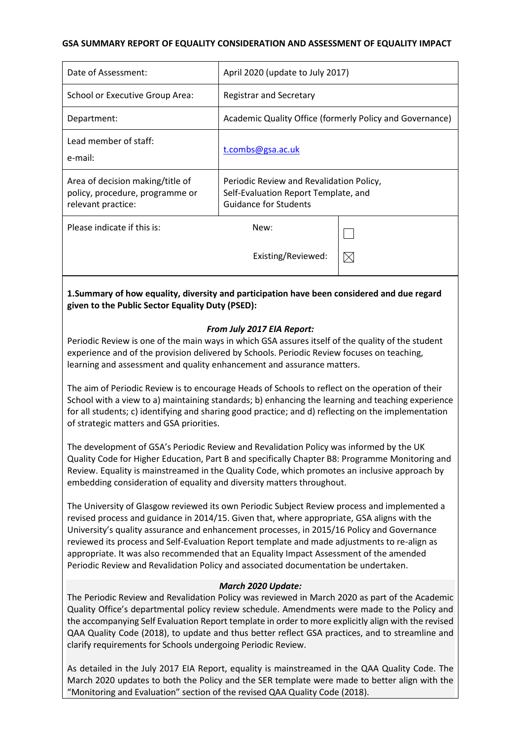**GSA SUMMARY REPORT OF EQUALITY CONSIDERATION AND ASSESSMENT OF EQUALITY IMPACT**

| | | |
|---|---|---|
| Date of Assessment: | April 2020 (update to July 2017) | |
| School or Executive Group Area: | Registrar and Secretary | |
| Department: | Academic Quality Office (formerly Policy and Governance) | |
| Lead member of staff:<br>e-mail: | t.combs@gsa.ac.uk | |
| Area of decision making/title of policy, procedure, programme or relevant practice: | Periodic Review and Revalidation Policy, Self-Evaluation Report Template, and Guidance for Students | |
| Please indicate if this is: | New: | ☐ |
| | Existing/Reviewed: | ☒ |

**1.Summary of how equality, diversity and participation have been considered and due regard given to the Public Sector Equality Duty (PSED):**

***From July 2017 EIA Report:***

Periodic Review is one of the main ways in which GSA assures itself of the quality of the student experience and of the provision delivered by Schools. Periodic Review focuses on teaching, learning and assessment and quality enhancement and assurance matters.

The aim of Periodic Review is to encourage Heads of Schools to reflect on the operation of their School with a view to a) maintaining standards; b) enhancing the learning and teaching experience for all students; c) identifying and sharing good practice; and d) reflecting on the implementation of strategic matters and GSA priorities.

The development of GSA's Periodic Review and Revalidation Policy was informed by the UK Quality Code for Higher Education, Part B and specifically Chapter B8: Programme Monitoring and Review. Equality is mainstreamed in the Quality Code, which promotes an inclusive approach by embedding consideration of equality and diversity matters throughout.

The University of Glasgow reviewed its own Periodic Subject Review process and implemented a revised process and guidance in 2014/15. Given that, where appropriate, GSA aligns with the University's quality assurance and enhancement processes, in 2015/16 Policy and Governance reviewed its process and Self-Evaluation Report template and made adjustments to re-align as appropriate. It was also recommended that an Equality Impact Assessment of the amended Periodic Review and Revalidation Policy and associated documentation be undertaken.

***March 2020 Update:***

The Periodic Review and Revalidation Policy was reviewed in March 2020 as part of the Academic Quality Office's departmental policy review schedule. Amendments were made to the Policy and the accompanying Self Evaluation Report template in order to more explicitly align with the revised QAA Quality Code (2018), to update and thus better reflect GSA practices, and to streamline and clarify requirements for Schools undergoing Periodic Review.

As detailed in the July 2017 EIA Report, equality is mainstreamed in the QAA Quality Code. The March 2020 updates to both the Policy and the SER template were made to better align with the "Monitoring and Evaluation" section of the revised QAA Quality Code (2018).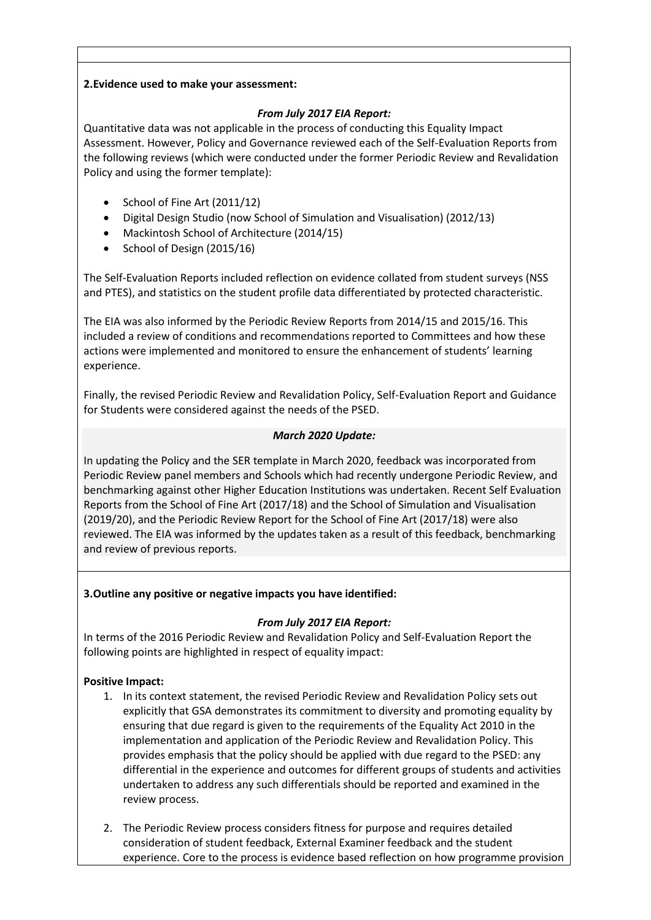**2.Evidence used to make your assessment:**

***From July 2017 EIA Report:***

Quantitative data was not applicable in the process of conducting this Equality Impact Assessment. However, Policy and Governance reviewed each of the Self-Evaluation Reports from the following reviews (which were conducted under the former Periodic Review and Revalidation Policy and using the former template):

- School of Fine Art (2011/12)
- Digital Design Studio (now School of Simulation and Visualisation) (2012/13)
- Mackintosh School of Architecture (2014/15)
- School of Design (2015/16)

The Self-Evaluation Reports included reflection on evidence collated from student surveys (NSS and PTES), and statistics on the student profile data differentiated by protected characteristic.

The EIA was also informed by the Periodic Review Reports from 2014/15 and 2015/16. This included a review of conditions and recommendations reported to Committees and how these actions were implemented and monitored to ensure the enhancement of students' learning experience.

Finally, the revised Periodic Review and Revalidation Policy, Self-Evaluation Report and Guidance for Students were considered against the needs of the PSED.

***March 2020 Update:***

In updating the Policy and the SER template in March 2020, feedback was incorporated from Periodic Review panel members and Schools which had recently undergone Periodic Review, and benchmarking against other Higher Education Institutions was undertaken. Recent Self Evaluation Reports from the School of Fine Art (2017/18) and the School of Simulation and Visualisation (2019/20), and the Periodic Review Report for the School of Fine Art (2017/18) were also reviewed. The EIA was informed by the updates taken as a result of this feedback, benchmarking and review of previous reports.

**3.Outline any positive or negative impacts you have identified:**

***From July 2017 EIA Report:***

In terms of the 2016 Periodic Review and Revalidation Policy and Self-Evaluation Report the following points are highlighted in respect of equality impact:

**Positive Impact:**

1. In its context statement, the revised Periodic Review and Revalidation Policy sets out explicitly that GSA demonstrates its commitment to diversity and promoting equality by ensuring that due regard is given to the requirements of the Equality Act 2010 in the implementation and application of the Periodic Review and Revalidation Policy. This provides emphasis that the policy should be applied with due regard to the PSED: any differential in the experience and outcomes for different groups of students and activities undertaken to address any such differentials should be reported and examined in the review process.

2. The Periodic Review process considers fitness for purpose and requires detailed consideration of student feedback, External Examiner feedback and the student experience. Core to the process is evidence based reflection on how programme provision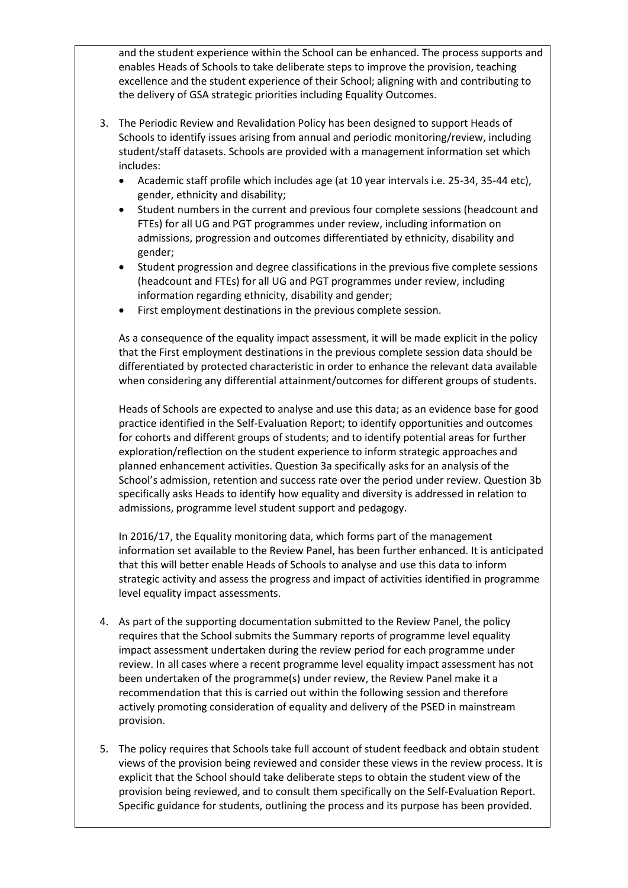and the student experience within the School can be enhanced. The process supports and enables Heads of Schools to take deliberate steps to improve the provision, teaching excellence and the student experience of their School; aligning with and contributing to the delivery of GSA strategic priorities including Equality Outcomes.

3. The Periodic Review and Revalidation Policy has been designed to support Heads of Schools to identify issues arising from annual and periodic monitoring/review, including student/staff datasets. Schools are provided with a management information set which includes:
   - Academic staff profile which includes age (at 10 year intervals i.e. 25-34, 35-44 etc), gender, ethnicity and disability;
   - Student numbers in the current and previous four complete sessions (headcount and FTEs) for all UG and PGT programmes under review, including information on admissions, progression and outcomes differentiated by ethnicity, disability and gender;
   - Student progression and degree classifications in the previous five complete sessions (headcount and FTEs) for all UG and PGT programmes under review, including information regarding ethnicity, disability and gender;
   - First employment destinations in the previous complete session.

   As a consequence of the equality impact assessment, it will be made explicit in the policy that the First employment destinations in the previous complete session data should be differentiated by protected characteristic in order to enhance the relevant data available when considering any differential attainment/outcomes for different groups of students.

   Heads of Schools are expected to analyse and use this data; as an evidence base for good practice identified in the Self-Evaluation Report; to identify opportunities and outcomes for cohorts and different groups of students; and to identify potential areas for further exploration/reflection on the student experience to inform strategic approaches and planned enhancement activities. Question 3a specifically asks for an analysis of the School's admission, retention and success rate over the period under review. Question 3b specifically asks Heads to identify how equality and diversity is addressed in relation to admissions, programme level student support and pedagogy.

   In 2016/17, the Equality monitoring data, which forms part of the management information set available to the Review Panel, has been further enhanced. It is anticipated that this will better enable Heads of Schools to analyse and use this data to inform strategic activity and assess the progress and impact of activities identified in programme level equality impact assessments.

4. As part of the supporting documentation submitted to the Review Panel, the policy requires that the School submits the Summary reports of programme level equality impact assessment undertaken during the review period for each programme under review. In all cases where a recent programme level equality impact assessment has not been undertaken of the programme(s) under review, the Review Panel make it a recommendation that this is carried out within the following session and therefore actively promoting consideration of equality and delivery of the PSED in mainstream provision.

5. The policy requires that Schools take full account of student feedback and obtain student views of the provision being reviewed and consider these views in the review process. It is explicit that the School should take deliberate steps to obtain the student view of the provision being reviewed, and to consult them specifically on the Self-Evaluation Report. Specific guidance for students, outlining the process and its purpose has been provided.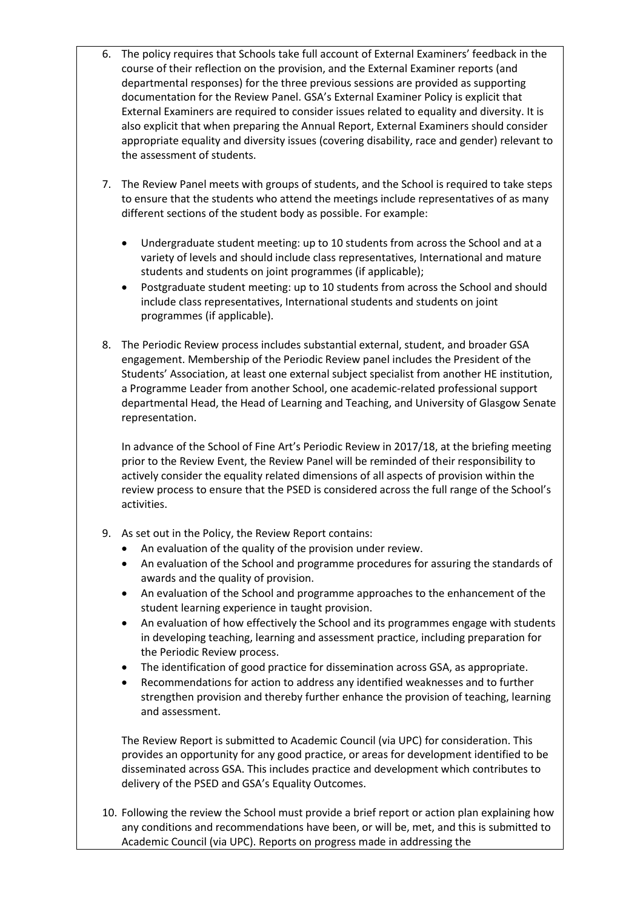6. The policy requires that Schools take full account of External Examiners' feedback in the course of their reflection on the provision, and the External Examiner reports (and departmental responses) for the three previous sessions are provided as supporting documentation for the Review Panel. GSA's External Examiner Policy is explicit that External Examiners are required to consider issues related to equality and diversity. It is also explicit that when preparing the Annual Report, External Examiners should consider appropriate equality and diversity issues (covering disability, race and gender) relevant to the assessment of students.

7. The Review Panel meets with groups of students, and the School is required to take steps to ensure that the students who attend the meetings include representatives of as many different sections of the student body as possible. For example:

   - Undergraduate student meeting: up to 10 students from across the School and at a variety of levels and should include class representatives, International and mature students and students on joint programmes (if applicable);
   - Postgraduate student meeting: up to 10 students from across the School and should include class representatives, International students and students on joint programmes (if applicable).

8. The Periodic Review process includes substantial external, student, and broader GSA engagement. Membership of the Periodic Review panel includes the President of the Students' Association, at least one external subject specialist from another HE institution, a Programme Leader from another School, one academic-related professional support departmental Head, the Head of Learning and Teaching, and University of Glasgow Senate representation.

   In advance of the School of Fine Art's Periodic Review in 2017/18, at the briefing meeting prior to the Review Event, the Review Panel will be reminded of their responsibility to actively consider the equality related dimensions of all aspects of provision within the review process to ensure that the PSED is considered across the full range of the School's activities.

9. As set out in the Policy, the Review Report contains:
   - An evaluation of the quality of the provision under review.
   - An evaluation of the School and programme procedures for assuring the standards of awards and the quality of provision.
   - An evaluation of the School and programme approaches to the enhancement of the student learning experience in taught provision.
   - An evaluation of how effectively the School and its programmes engage with students in developing teaching, learning and assessment practice, including preparation for the Periodic Review process.
   - The identification of good practice for dissemination across GSA, as appropriate.
   - Recommendations for action to address any identified weaknesses and to further strengthen provision and thereby further enhance the provision of teaching, learning and assessment.

   The Review Report is submitted to Academic Council (via UPC) for consideration. This provides an opportunity for any good practice, or areas for development identified to be disseminated across GSA. This includes practice and development which contributes to delivery of the PSED and GSA's Equality Outcomes.

10. Following the review the School must provide a brief report or action plan explaining how any conditions and recommendations have been, or will be, met, and this is submitted to Academic Council (via UPC). Reports on progress made in addressing the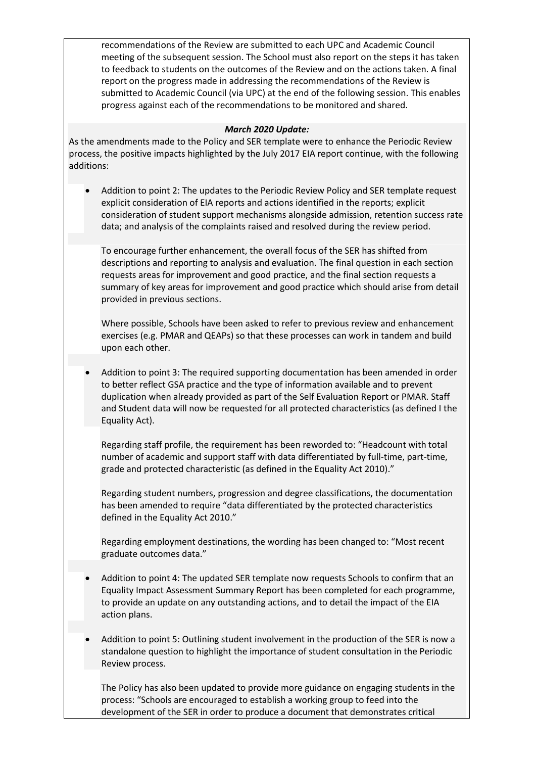recommendations of the Review are submitted to each UPC and Academic Council meeting of the subsequent session. The School must also report on the steps it has taken to feedback to students on the outcomes of the Review and on the actions taken. A final report on the progress made in addressing the recommendations of the Review is submitted to Academic Council (via UPC) at the end of the following session. This enables progress against each of the recommendations to be monitored and shared.

***March 2020 Update:***

As the amendments made to the Policy and SER template were to enhance the Periodic Review process, the positive impacts highlighted by the July 2017 EIA report continue, with the following additions:

- Addition to point 2: The updates to the Periodic Review Policy and SER template request explicit consideration of EIA reports and actions identified in the reports; explicit consideration of student support mechanisms alongside admission, retention success rate data; and analysis of the complaints raised and resolved during the review period.

  To encourage further enhancement, the overall focus of the SER has shifted from descriptions and reporting to analysis and evaluation. The final question in each section requests areas for improvement and good practice, and the final section requests a summary of key areas for improvement and good practice which should arise from detail provided in previous sections.

  Where possible, Schools have been asked to refer to previous review and enhancement exercises (e.g. PMAR and QEAPs) so that these processes can work in tandem and build upon each other.

- Addition to point 3: The required supporting documentation has been amended in order to better reflect GSA practice and the type of information available and to prevent duplication when already provided as part of the Self Evaluation Report or PMAR. Staff and Student data will now be requested for all protected characteristics (as defined I the Equality Act).

  Regarding staff profile, the requirement has been reworded to: "Headcount with total number of academic and support staff with data differentiated by full-time, part-time, grade and protected characteristic (as defined in the Equality Act 2010)."

  Regarding student numbers, progression and degree classifications, the documentation has been amended to require "data differentiated by the protected characteristics defined in the Equality Act 2010."

  Regarding employment destinations, the wording has been changed to: "Most recent graduate outcomes data."

- Addition to point 4: The updated SER template now requests Schools to confirm that an Equality Impact Assessment Summary Report has been completed for each programme, to provide an update on any outstanding actions, and to detail the impact of the EIA action plans.

- Addition to point 5: Outlining student involvement in the production of the SER is now a standalone question to highlight the importance of student consultation in the Periodic Review process.

  The Policy has also been updated to provide more guidance on engaging students in the process: "Schools are encouraged to establish a working group to feed into the development of the SER in order to produce a document that demonstrates critical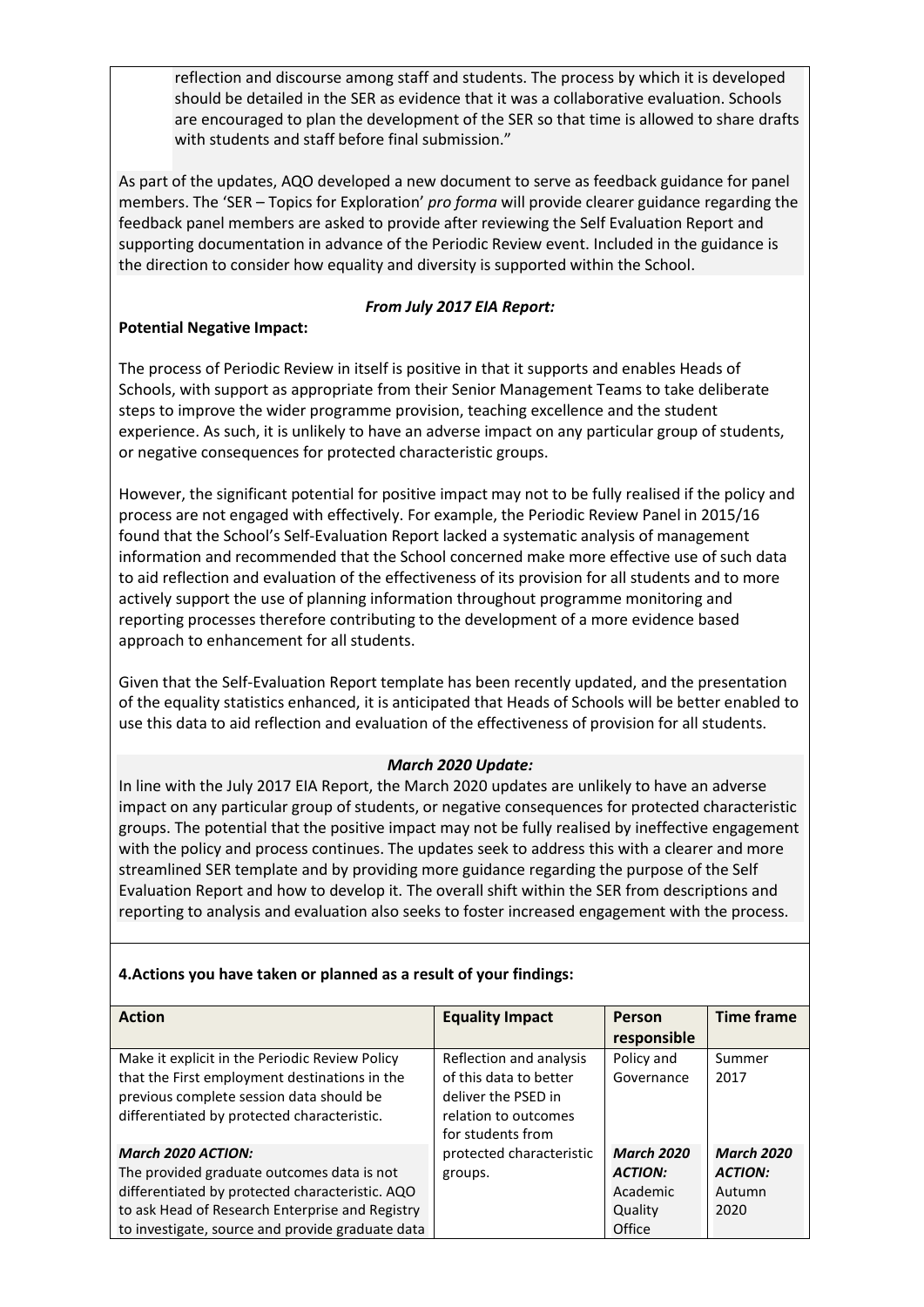reflection and discourse among staff and students. The process by which it is developed should be detailed in the SER as evidence that it was a collaborative evaluation. Schools are encouraged to plan the development of the SER so that time is allowed to share drafts with students and staff before final submission."

As part of the updates, AQO developed a new document to serve as feedback guidance for panel members. The 'SER – Topics for Exploration' *pro forma* will provide clearer guidance regarding the feedback panel members are asked to provide after reviewing the Self Evaluation Report and supporting documentation in advance of the Periodic Review event. Included in the guidance is the direction to consider how equality and diversity is supported within the School.

***From July 2017 EIA Report:***

**Potential Negative Impact:**

The process of Periodic Review in itself is positive in that it supports and enables Heads of Schools, with support as appropriate from their Senior Management Teams to take deliberate steps to improve the wider programme provision, teaching excellence and the student experience. As such, it is unlikely to have an adverse impact on any particular group of students, or negative consequences for protected characteristic groups.

However, the significant potential for positive impact may not to be fully realised if the policy and process are not engaged with effectively. For example, the Periodic Review Panel in 2015/16 found that the School's Self-Evaluation Report lacked a systematic analysis of management information and recommended that the School concerned make more effective use of such data to aid reflection and evaluation of the effectiveness of its provision for all students and to more actively support the use of planning information throughout programme monitoring and reporting processes therefore contributing to the development of a more evidence based approach to enhancement for all students.

Given that the Self-Evaluation Report template has been recently updated, and the presentation of the equality statistics enhanced, it is anticipated that Heads of Schools will be better enabled to use this data to aid reflection and evaluation of the effectiveness of provision for all students.

***March 2020 Update:***

In line with the July 2017 EIA Report, the March 2020 updates are unlikely to have an adverse impact on any particular group of students, or negative consequences for protected characteristic groups. The potential that the positive impact may not be fully realised by ineffective engagement with the policy and process continues. The updates seek to address this with a clearer and more streamlined SER template and by providing more guidance regarding the purpose of the Self Evaluation Report and how to develop it. The overall shift within the SER from descriptions and reporting to analysis and evaluation also seeks to foster increased engagement with the process.

**4.Actions you have taken or planned as a result of your findings:**

| Action | Equality Impact | Person responsible | Time frame |
|---|---|---|---|
| Make it explicit in the Periodic Review Policy that the First employment destinations in the previous complete session data should be differentiated by protected characteristic.<br><br>***March 2020 ACTION:***<br>The provided graduate outcomes data is not differentiated by protected characteristic. AQO to ask Head of Research Enterprise and Registry to investigate, source and provide graduate data | Reflection and analysis of this data to better deliver the PSED in relation to outcomes for students from protected characteristic groups. | Policy and Governance<br><br>***March 2020 ACTION:***<br>Academic Quality Office | Summer 2017<br><br>***March 2020 ACTION:***<br>Autumn 2020 |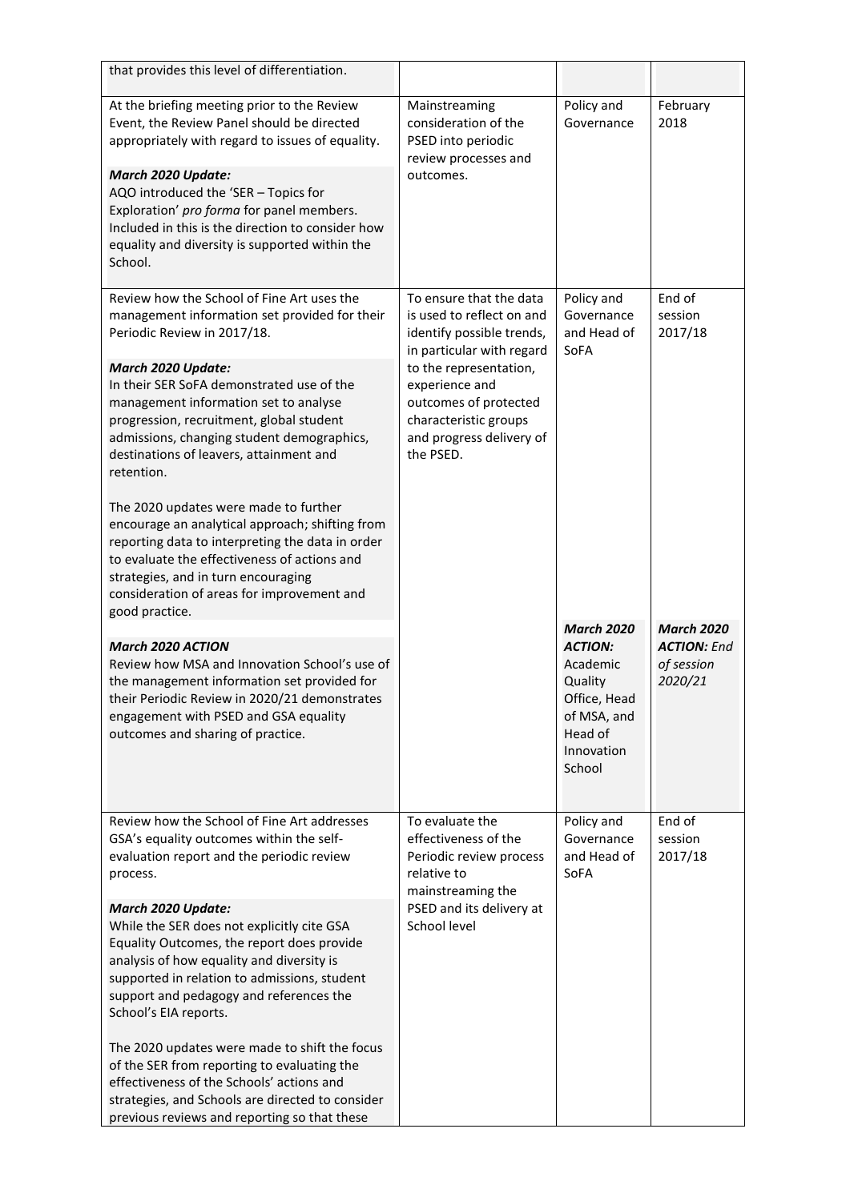| | | | |
|---|---|---|---|
| that provides this level of differentiation. | | | |
| At the briefing meeting prior to the Review Event, the Review Panel should be directed appropriately with regard to issues of equality.<br><br>***March 2020 Update:***<br>AQO introduced the 'SER – Topics for Exploration' *pro forma* for panel members. Included in this is the direction to consider how equality and diversity is supported within the School. | Mainstreaming consideration of the PSED into periodic review processes and outcomes. | Policy and Governance | February 2018 |
| Review how the School of Fine Art uses the management information set provided for their Periodic Review in 2017/18.<br><br>***March 2020 Update:***<br>In their SER SoFA demonstrated use of the management information set to analyse progression, recruitment, global student admissions, changing student demographics, destinations of leavers, attainment and retention.<br><br>The 2020 updates were made to further encourage an analytical approach; shifting from reporting data to interpreting the data in order to evaluate the effectiveness of actions and strategies, and in turn encouraging consideration of areas for improvement and good practice.<br><br>***March 2020 ACTION***<br>Review how MSA and Innovation School's use of the management information set provided for their Periodic Review in 2020/21 demonstrates engagement with PSED and GSA equality outcomes and sharing of practice. | To ensure that the data is used to reflect on and identify possible trends, in particular with regard to the representation, experience and outcomes of protected characteristic groups and progress delivery of the PSED. | Policy and Governance and Head of SoFA<br><br>***March 2020 ACTION:*** Academic Quality Office, Head of MSA, and Head of Innovation School | End of session 2017/18<br><br>***March 2020 ACTION:*** *End of session 2020/21* |
| Review how the School of Fine Art addresses GSA's equality outcomes within the self-evaluation report and the periodic review process.<br><br>***March 2020 Update:***<br>While the SER does not explicitly cite GSA Equality Outcomes, the report does provide analysis of how equality and diversity is supported in relation to admissions, student support and pedagogy and references the School's EIA reports.<br><br>The 2020 updates were made to shift the focus of the SER from reporting to evaluating the effectiveness of the Schools' actions and strategies, and Schools are directed to consider previous reviews and reporting so that these | To evaluate the effectiveness of the Periodic review process relative to mainstreaming the PSED and its delivery at School level | Policy and Governance and Head of SoFA | End of session 2017/18 |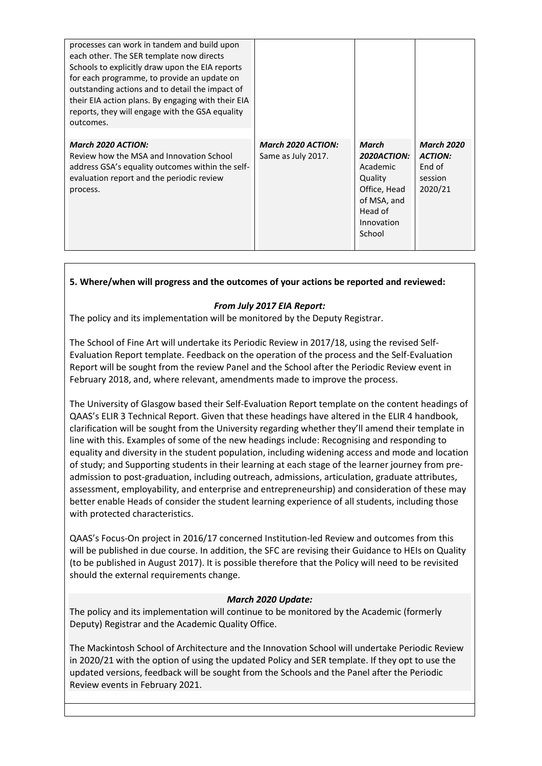| | | | |
|---|---|---|---|
| processes can work in tandem and build upon each other. The SER template now directs Schools to explicitly draw upon the EIA reports for each programme, to provide an update on outstanding actions and to detail the impact of their EIA action plans. By engaging with their EIA reports, they will engage with the GSA equality outcomes. | | | |
| ***March 2020 ACTION:*** Review how the MSA and Innovation School address GSA's equality outcomes within the self-evaluation report and the periodic review process. | ***March 2020 ACTION:*** Same as July 2017. | ***March 2020ACTION:*** Academic Quality Office, Head of MSA, and Head of Innovation School | ***March 2020 ACTION:*** End of session 2020/21 |

**5. Where/when will progress and the outcomes of your actions be reported and reviewed:**

***From July 2017 EIA Report:***

The policy and its implementation will be monitored by the Deputy Registrar.

The School of Fine Art will undertake its Periodic Review in 2017/18, using the revised Self-Evaluation Report template. Feedback on the operation of the process and the Self-Evaluation Report will be sought from the review Panel and the School after the Periodic Review event in February 2018, and, where relevant, amendments made to improve the process.

The University of Glasgow based their Self-Evaluation Report template on the content headings of QAAS's ELIR 3 Technical Report. Given that these headings have altered in the ELIR 4 handbook, clarification will be sought from the University regarding whether they'll amend their template in line with this. Examples of some of the new headings include: Recognising and responding to equality and diversity in the student population, including widening access and mode and location of study; and Supporting students in their learning at each stage of the learner journey from pre-admission to post-graduation, including outreach, admissions, articulation, graduate attributes, assessment, employability, and enterprise and entrepreneurship) and consideration of these may better enable Heads of consider the student learning experience of all students, including those with protected characteristics.

QAAS's Focus-On project in 2016/17 concerned Institution-led Review and outcomes from this will be published in due course. In addition, the SFC are revising their Guidance to HEIs on Quality (to be published in August 2017). It is possible therefore that the Policy will need to be revisited should the external requirements change.

***March 2020 Update:***

The policy and its implementation will continue to be monitored by the Academic (formerly Deputy) Registrar and the Academic Quality Office.

The Mackintosh School of Architecture and the Innovation School will undertake Periodic Review in 2020/21 with the option of using the updated Policy and SER template. If they opt to use the updated versions, feedback will be sought from the Schools and the Panel after the Periodic Review events in February 2021.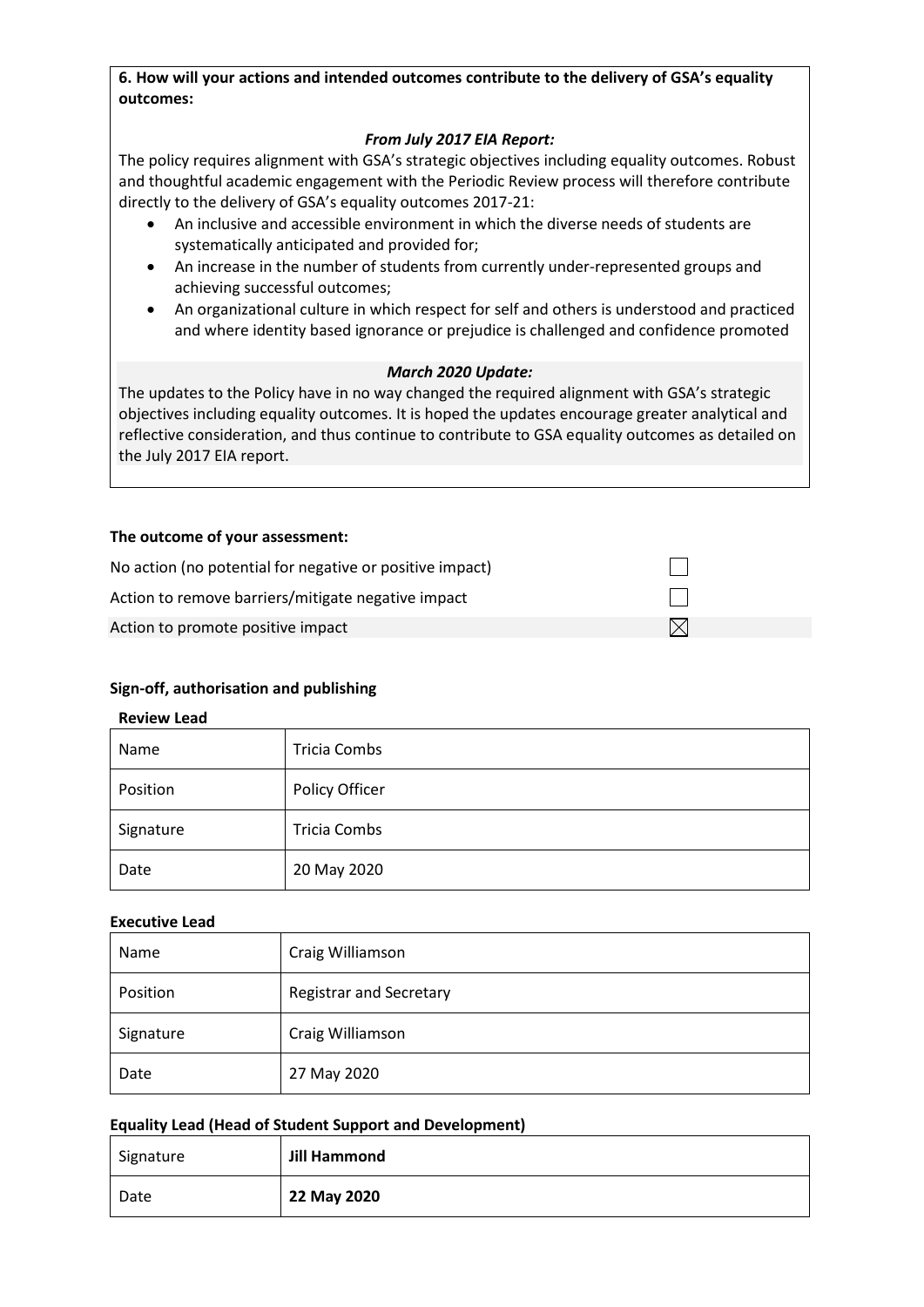**6. How will your actions and intended outcomes contribute to the delivery of GSA's equality outcomes:**

***From July 2017 EIA Report:***

The policy requires alignment with GSA's strategic objectives including equality outcomes. Robust and thoughtful academic engagement with the Periodic Review process will therefore contribute directly to the delivery of GSA's equality outcomes 2017-21:

- An inclusive and accessible environment in which the diverse needs of students are systematically anticipated and provided for;
- An increase in the number of students from currently under-represented groups and achieving successful outcomes;
- An organizational culture in which respect for self and others is understood and practiced and where identity based ignorance or prejudice is challenged and confidence promoted

***March 2020 Update:***

The updates to the Policy have in no way changed the required alignment with GSA's strategic objectives including equality outcomes. It is hoped the updates encourage greater analytical and reflective consideration, and thus continue to contribute to GSA equality outcomes as detailed on the July 2017 EIA report.

**The outcome of your assessment:**

| | |
|---|---|
| No action (no potential for negative or positive impact) | ☐ |
| Action to remove barriers/mitigate negative impact | ☐ |
| Action to promote positive impact | ☒ |

**Sign-off, authorisation and publishing**

**Review Lead**

| | |
|---|---|
| Name | Tricia Combs |
| Position | Policy Officer |
| Signature | Tricia Combs |
| Date | 20 May 2020 |

**Executive Lead**

| | |
|---|---|
| Name | Craig Williamson |
| Position | Registrar and Secretary |
| Signature | Craig Williamson |
| Date | 27 May 2020 |

**Equality Lead (Head of Student Support and Development)**

| | |
|---|---|
| Signature | **Jill Hammond** |
| Date | **22 May 2020** |